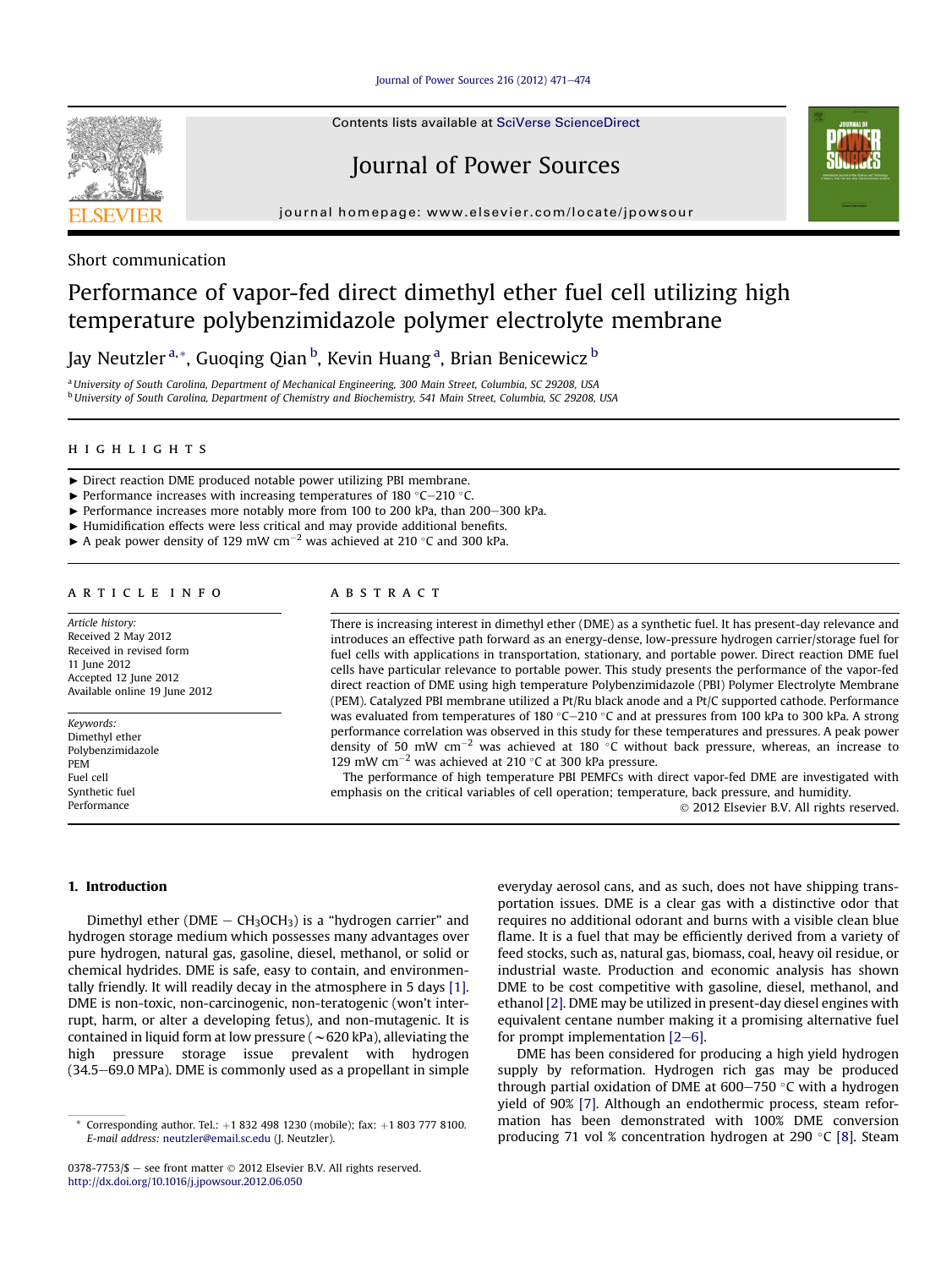Short communication

# Performance of vapor-fed direct dimethyl ether fuel cell utilizing high temperature polybenzimidazole polymer electrolyte membrane

Jay Neutzler [a,*], Guoqing Qian [b], Kevin Huang [a], Brian Benicewicz [b]

[a] University of South Carolina, Department of Mechanical Engineering, 300 Main Street, Columbia, SC 29208, USA
[b] University of South Carolina, Department of Chemistry and Biochemistry, 541 Main Street, Columbia, SC 29208, USA

## HIGHLIGHTS

- ► Direct reaction DME produced notable power utilizing PBI membrane.
- ► Performance increases with increasing temperatures of 180 °C–210 °C.
- ► Performance increases more notably more from 100 to 200 kPa, than 200–300 kPa.
- ► Humidification effects were less critical and may provide additional benefits.
- ► A peak power density of 129 mW cm$^{-2}$ was achieved at 210 °C and 300 kPa.

## ARTICLE INFO

*Article history:*
Received 2 May 2012
Received in revised form
11 June 2012
Accepted 12 June 2012
Available online 19 June 2012

*Keywords:*
Dimethyl ether
Polybenzimidazole
PEM
Fuel cell
Synthetic fuel
Performance

## ABSTRACT

There is increasing interest in dimethyl ether (DME) as a synthetic fuel. It has present-day relevance and introduces an effective path forward as an energy-dense, low-pressure hydrogen carrier/storage fuel for fuel cells with applications in transportation, stationary, and portable power. Direct reaction DME fuel cells have particular relevance to portable power. This study presents the performance of the vapor-fed direct reaction of DME using high temperature Polybenzimidazole (PBI) Polymer Electrolyte Membrane (PEM). Catalyzed PBI membrane utilized a Pt/Ru black anode and a Pt/C supported cathode. Performance was evaluated from temperatures of 180 °C–210 °C and at pressures from 100 kPa to 300 kPa. A strong performance correlation was observed in this study for these temperatures and pressures. A peak power density of 50 mW cm$^{-2}$ was achieved at 180 °C without back pressure, whereas, an increase to 129 mW cm$^{-2}$ was achieved at 210 °C at 300 kPa pressure.

The performance of high temperature PBI PEMFCs with direct vapor-fed DME are investigated with emphasis on the critical variables of cell operation; temperature, back pressure, and humidity.

© 2012 Elsevier B.V. All rights reserved.

## 1. Introduction

Dimethyl ether (DME – $CH_3OCH_3$) is a "hydrogen carrier" and hydrogen storage medium which possesses many advantages over pure hydrogen, natural gas, gasoline, diesel, methanol, or solid or chemical hydrides. DME is safe, easy to contain, and environmentally friendly. It will readily decay in the atmosphere in 5 days [1]. DME is non-toxic, non-carcinogenic, non-teratogenic (won't interrupt, harm, or alter a developing fetus), and non-mutagenic. It is contained in liquid form at low pressure (~620 kPa), alleviating the high pressure storage issue prevalent with hydrogen (34.5–69.0 MPa). DME is commonly used as a propellant in simple everyday aerosol cans, and as such, does not have shipping transportation issues. DME is a clear gas with a distinctive odor that requires no additional odorant and burns with a visible clean blue flame. It is a fuel that may be efficiently derived from a variety of feed stocks, such as, natural gas, biomass, coal, heavy oil residue, or industrial waste. Production and economic analysis has shown DME to be cost competitive with gasoline, diesel, methanol, and ethanol [2]. DME may be utilized in present-day diesel engines with equivalent centane number making it a promising alternative fuel for prompt implementation [2–6].

DME has been considered for producing a high yield hydrogen supply by reformation. Hydrogen rich gas may be produced through partial oxidation of DME at 600–750 °C with a hydrogen yield of 90% [7]. Although an endothermic process, steam reformation has been demonstrated with 100% DME conversion producing 71 vol % concentration hydrogen at 290 °C [8]. Steam

* Corresponding author. Tel.: +1 832 498 1230 (mobile); fax: +1 803 777 8100. E-mail address: neutzler@email.sc.edu (J. Neutzler).

0378-7753/$ – see front matter © 2012 Elsevier B.V. All rights reserved.
http://dx.doi.org/10.1016/j.jpowsour.2012.06.050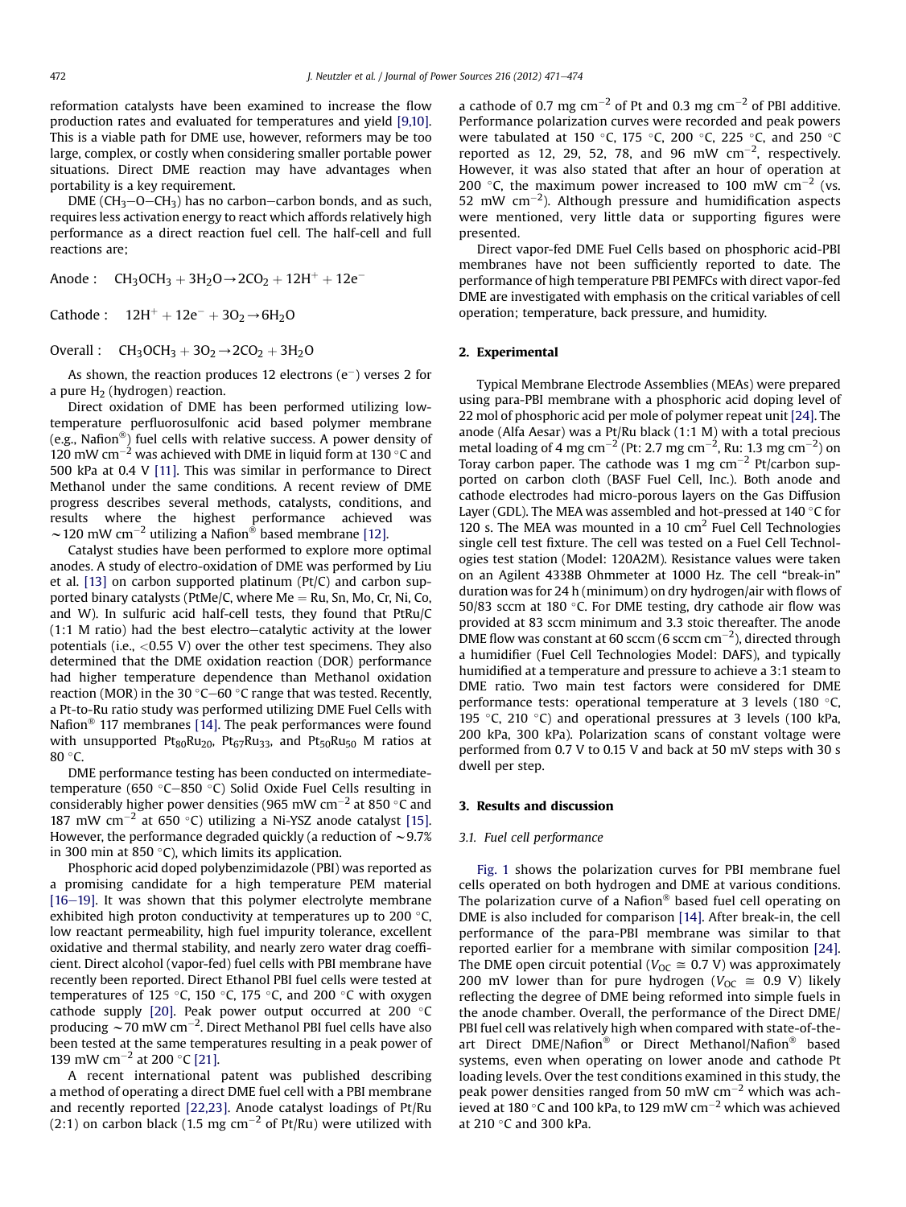reformation catalysts have been examined to increase the flow production rates and evaluated for temperatures and yield [9,10]. This is a viable path for DME use, however, reformers may be too large, complex, or costly when considering smaller portable power situations. Direct DME reaction may have advantages when portability is a key requirement.

DME ($CH_3$–O–$CH_3$) has no carbon–carbon bonds, and as such, requires less activation energy to react which affords relatively high performance as a direct reaction fuel cell. The half-cell and full reactions are;

$$\text{Anode}: \quad CH_3OCH_3 + 3H_2O \rightarrow 2CO_2 + 12H^+ + 12e^-$$

$$\text{Cathode}: \quad 12H^+ + 12e^- + 3O_2 \rightarrow 6H_2O$$

$$\text{Overall}: \quad CH_3OCH_3 + 3O_2 \rightarrow 2CO_2 + 3H_2O$$

As shown, the reaction produces 12 electrons ($e^-$) verses 2 for a pure $H_2$ (hydrogen) reaction.

Direct oxidation of DME has been performed utilizing low-temperature perfluorosulfonic acid based polymer membrane (e.g., Nafion®) fuel cells with relative success. A power density of 120 mW cm$^{-2}$ was achieved with DME in liquid form at 130 °C and 500 kPa at 0.4 V [11]. This was similar in performance to Direct Methanol under the same conditions. A recent review of DME progress describes several methods, catalysts, conditions, and results where the highest performance achieved was ~120 mW cm$^{-2}$ utilizing a Nafion® based membrane [12].

Catalyst studies have been performed to explore more optimal anodes. A study of electro-oxidation of DME was performed by Liu et al. [13] on carbon supported platinum (Pt/C) and carbon supported binary catalysts (PtMe/C, where Me = Ru, Sn, Mo, Cr, Ni, Co, and W). In sulfuric acid half-cell tests, they found that PtRu/C (1:1 M ratio) had the best electro–catalytic activity at the lower potentials (i.e., <0.55 V) over the other test specimens. They also determined that the DME oxidation reaction (DOR) performance had higher temperature dependence than Methanol oxidation reaction (MOR) in the 30 °C–60 °C range that was tested. Recently, a Pt-to-Ru ratio study was performed utilizing DME Fuel Cells with Nafion® 117 membranes [14]. The peak performances were found with unsupported $Pt_{80}Ru_{20}$, $Pt_{67}Ru_{33}$, and $Pt_{50}Ru_{50}$ M ratios at 80 °C.

DME performance testing has been conducted on intermediate-temperature (650 °C–850 °C) Solid Oxide Fuel Cells resulting in considerably higher power densities (965 mW cm$^{-2}$ at 850 °C and 187 mW cm$^{-2}$ at 650 °C) utilizing a Ni-YSZ anode catalyst [15]. However, the performance degraded quickly (a reduction of ~9.7% in 300 min at 850 °C), which limits its application.

Phosphoric acid doped polybenzimidazole (PBI) was reported as a promising candidate for a high temperature PEM material [16–19]. It was shown that this polymer electrolyte membrane exhibited high proton conductivity at temperatures up to 200 °C, low reactant permeability, high fuel impurity tolerance, excellent oxidative and thermal stability, and nearly zero water drag coefficient. Direct alcohol (vapor-fed) fuel cells with PBI membrane have recently been reported. Direct Ethanol PBI fuel cells were tested at temperatures of 125 °C, 150 °C, 175 °C, and 200 °C with oxygen cathode supply [20]. Peak power output occurred at 200 °C producing ~70 mW cm$^{-2}$. Direct Methanol PBI fuel cells have also been tested at the same temperatures resulting in a peak power of 139 mW cm$^{-2}$ at 200 °C [21].

A recent international patent was published describing a method of operating a direct DME fuel cell with a PBI membrane and recently reported [22,23]. Anode catalyst loadings of Pt/Ru (2:1) on carbon black (1.5 mg cm$^{-2}$ of Pt/Ru) were utilized with a cathode of 0.7 mg cm$^{-2}$ of Pt and 0.3 mg cm$^{-2}$ of PBI additive. Performance polarization curves were recorded and peak powers were tabulated at 150 °C, 175 °C, 200 °C, 225 °C, and 250 °C reported as 12, 29, 52, 78, and 96 mW cm$^{-2}$, respectively. However, it was also stated that after an hour of operation at 200 °C, the maximum power increased to 100 mW cm$^{-2}$ (vs. 52 mW cm$^{-2}$). Although pressure and humidification aspects were mentioned, very little data or supporting figures were presented.

Direct vapor-fed DME Fuel Cells based on phosphoric acid-PBI membranes have not been sufficiently reported to date. The performance of high temperature PBI PEMFCs with direct vapor-fed DME are investigated with emphasis on the critical variables of cell operation; temperature, back pressure, and humidity.

## 2. Experimental

Typical Membrane Electrode Assemblies (MEAs) were prepared using para-PBI membrane with a phosphoric acid doping level of 22 mol of phosphoric acid per mole of polymer repeat unit [24]. The anode (Alfa Aesar) was a Pt/Ru black (1:1 M) with a total precious metal loading of 4 mg cm$^{-2}$ (Pt: 2.7 mg cm$^{-2}$, Ru: 1.3 mg cm$^{-2}$) on Toray carbon paper. The cathode was 1 mg cm$^{-2}$ Pt/carbon supported on carbon cloth (BASF Fuel Cell, Inc.). Both anode and cathode electrodes had micro-porous layers on the Gas Diffusion Layer (GDL). The MEA was assembled and hot-pressed at 140 °C for 120 s. The MEA was mounted in a 10 cm$^2$ Fuel Cell Technologies single cell test fixture. The cell was tested on a Fuel Cell Technologies test station (Model: 120A2M). Resistance values were taken on an Agilent 4338B Ohmmeter at 1000 Hz. The cell "break-in" duration was for 24 h (minimum) on dry hydrogen/air with flows of 50/83 sccm at 180 °C. For DME testing, dry cathode air flow was provided at 83 sccm minimum and 3.3 stoic thereafter. The anode DME flow was constant at 60 sccm (6 sccm cm$^{-2}$), directed through a humidifier (Fuel Cell Technologies Model: DAFS), and typically humidified at a temperature and pressure to achieve a 3:1 steam to DME ratio. Two main test factors were considered for DME performance tests: operational temperature at 3 levels (180 °C, 195 °C, 210 °C) and operational pressures at 3 levels (100 kPa, 200 kPa, 300 kPa). Polarization scans of constant voltage were performed from 0.7 V to 0.15 V and back at 50 mV steps with 30 s dwell per step.

## 3. Results and discussion

### 3.1. Fuel cell performance

Fig. 1 shows the polarization curves for PBI membrane fuel cells operated on both hydrogen and DME at various conditions. The polarization curve of a Nafion® based fuel cell operating on DME is also included for comparison [14]. After break-in, the cell performance of the para-PBI membrane was similar to that reported earlier for a membrane with similar composition [24]. The DME open circuit potential ($V_{OC} \cong 0.7$ V) was approximately 200 mV lower than for pure hydrogen ($V_{OC} \cong 0.9$ V) likely reflecting the degree of DME being reformed into simple fuels in the anode chamber. Overall, the performance of the Direct DME/PBI fuel cell was relatively high when compared with state-of-the-art Direct DME/Nafion® or Direct Methanol/Nafion® based systems, even when operating on lower anode and cathode Pt loading levels. Over the test conditions examined in this study, the peak power densities ranged from 50 mW cm$^{-2}$ which was achieved at 180 °C and 100 kPa, to 129 mW cm$^{-2}$ which was achieved at 210 °C and 300 kPa.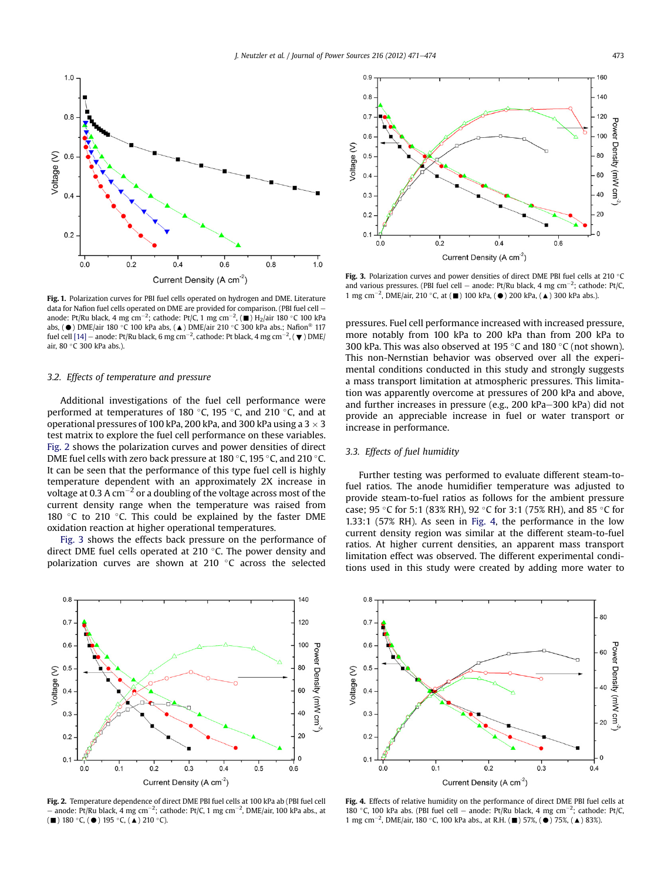Fig. 1. Polarization curves for PBI fuel cells operated on hydrogen and DME. Literature data for Nafion fuel cells operated on DME are provided for comparison. (PBI fuel cell – anode: Pt/Ru black, 4 mg cm$^{-2}$; cathode: Pt/C, 1 mg cm$^{-2}$, (■) $H_2$/air 180 °C 100 kPa abs, (●) DME/air 180 °C 100 kPa abs., (▲) DME/air 210 °C 300 kPa abs.; Nafion® 117 fuel cell [14] – anode: Pt/Ru black, 6 mg cm$^{-2}$, cathode: Pt black, 4 mg cm$^{-2}$, (▼) DME/air, 80 °C 300 kPa abs.).

### 3.2. Effects of temperature and pressure

Additional investigations of the fuel cell performance were performed at temperatures of 180 °C, 195 °C, and 210 °C, and at operational pressures of 100 kPa, 200 kPa, and 300 kPa using a 3 × 3 test matrix to explore the fuel cell performance on these variables. Fig. 2 shows the polarization curves and power densities of direct DME fuel cells with zero back pressure at 180 °C, 195 °C, and 210 °C. It can be seen that the performance of this type fuel cell is highly temperature dependent with an approximately 2X increase in voltage at 0.3 A cm$^{-2}$ or a doubling of the voltage across most of the current density range when the temperature was raised from 180 °C to 210 °C. This could be explained by the faster DME oxidation reaction at higher operational temperatures.

Fig. 3 shows the effects back pressure on the performance of direct DME fuel cells operated at 210 °C. The power density and polarization curves are shown at 210 °C across the selected pressures. Fuel cell performance increased with increased pressure, more notably from 100 kPa to 200 kPa than from 200 kPa to 300 kPa. This was also observed at 195 °C and 180 °C (not shown). This non-Nernstian behavior was observed over all the experimental conditions conducted in this study and strongly suggests a mass transport limitation at atmospheric pressures. This limitation was apparently overcome at pressures of 200 kPa and above, and further increases in pressure (e.g., 200 kPa–300 kPa) did not provide an appreciable increase in fuel or water transport or increase in performance.

Fig. 3. Polarization curves and power densities of direct DME PBI fuel cells at 210 °C and various pressures. (PBI fuel cell – anode: Pt/Ru black, 4 mg cm$^{-2}$; cathode: Pt/C, 1 mg cm$^{-2}$, DME/air, 210 °C, at (■) 100 kPa, (●) 200 kPa, (▲) 300 kPa abs.).

### 3.3. Effects of fuel humidity

Further testing was performed to evaluate different steam-to-fuel ratios. The anode humidifier temperature was adjusted to provide steam-to-fuel ratios as follows for the ambient pressure case; 95 °C for 5:1 (83% RH), 92 °C for 3:1 (75% RH), and 85 °C for 1.33:1 (57% RH). As seen in Fig. 4, the performance in the low current density region was similar at the different steam-to-fuel ratios. At higher current densities, an apparent mass transport limitation effect was observed. The different experimental conditions used in this study were created by adding more water to

Fig. 2. Temperature dependence of direct DME PBI fuel cells at 100 kPa ab (PBI fuel cell – anode: Pt/Ru black, 4 mg cm$^{-2}$; cathode: Pt/C, 1 mg cm$^{-2}$, DME/air, 100 kPa abs., at (■) 180 °C, (●) 195 °C, (▲) 210 °C).

Fig. 4. Effects of relative humidity on the performance of direct DME PBI fuel cells at 180 °C, 100 kPa abs. (PBI fuel cell – anode: Pt/Ru black, 4 mg cm$^{-2}$; cathode: Pt/C, 1 mg cm$^{-2}$, DME/air, 180 °C, 100 kPa abs., at R.H. (■) 57%, (●) 75%, (▲) 83%).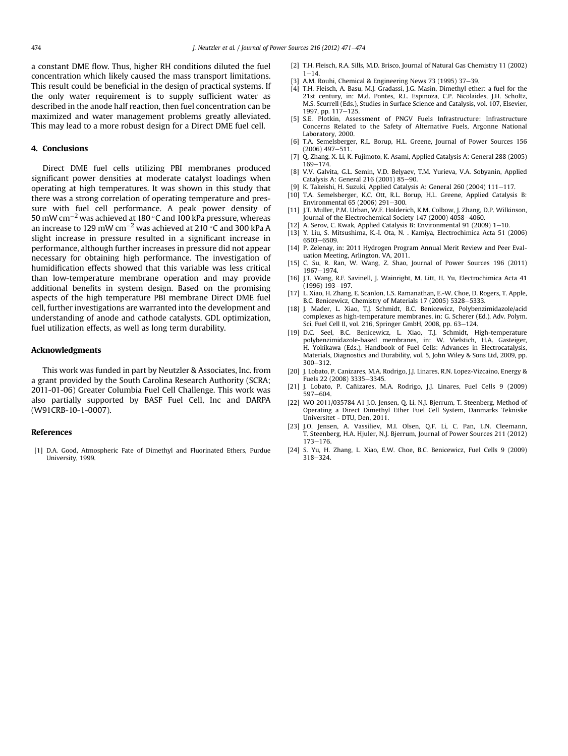a constant DME flow. Thus, higher RH conditions diluted the fuel concentration which likely caused the mass transport limitations. This result could be beneficial in the design of practical systems. If the only water requirement is to supply sufficient water as described in the anode half reaction, then fuel concentration can be maximized and water management problems greatly alleviated. This may lead to a more robust design for a Direct DME fuel cell.

## 4. Conclusions

Direct DME fuel cells utilizing PBI membranes produced significant power densities at moderate catalyst loadings when operating at high temperatures. It was shown in this study that there was a strong correlation of operating temperature and pressure with fuel cell performance. A peak power density of 50 mW $cm^{-2}$ was achieved at 180 °C and 100 kPa pressure, whereas an increase to 129 mW $cm^{-2}$ was achieved at 210 °C and 300 kPa A slight increase in pressure resulted in a significant increase in performance, although further increases in pressure did not appear necessary for obtaining high performance. The investigation of humidification effects showed that this variable was less critical than low-temperature membrane operation and may provide additional benefits in system design. Based on the promising aspects of the high temperature PBI membrane Direct DME fuel cell, further investigations are warranted into the development and understanding of anode and cathode catalysts, GDL optimization, fuel utilization effects, as well as long term durability.

## Acknowledgments

This work was funded in part by Neutzler & Associates, Inc. from a grant provided by the South Carolina Research Authority (SCRA; 2011-01-06) Greater Columbia Fuel Cell Challenge. This work was also partially supported by BASF Fuel Cell, Inc and DARPA (W91CRB-10-1-0007).

## References

[1] D.A. Good, Atmospheric Fate of Dimethyl and Fluorinated Ethers, Purdue University, 1999.
[2] T.H. Fleisch, R.A. Sills, M.D. Brisco, Journal of Natural Gas Chemistry 11 (2002) 1–14.
[3] A.M. Rouhi, Chemical & Engineering News 73 (1995) 37–39.
[4] T.H. Fleisch, A. Basu, M.J. Gradassi, J.G. Masin, Dimethyl ether: a fuel for the 21st century, in: M.d. Pontes, R.L. Espinoza, C.P. Nicolaides, J.H. Scholtz, M.S. Scurrell (Eds.), Studies in Surface Science and Catalysis, vol. 107, Elsevier, 1997, pp. 117–125.
[5] S.E. Plotkin, Assessment of PNGV Fuels Infrastructure: Infrastructure Concerns Related to the Safety of Alternative Fuels, Argonne National Laboratory, 2000.
[6] T.A. Semelsberger, R.L. Borup, H.L. Greene, Journal of Power Sources 156 (2006) 497–511.
[7] Q. Zhang, X. Li, K. Fujimoto, K. Asami, Applied Catalysis A: General 288 (2005) 169–174.
[8] V.V. Galvita, G.L. Semin, V.D. Belyaev, T.M. Yurieva, V.A. Sobyanin, Applied Catalysis A: General 216 (2001) 85–90.
[9] K. Takeishi, H. Suzuki, Applied Catalysis A: General 260 (2004) 111–117.
[10] T.A. Semelsberger, K.C. Ott, R.L. Borup, H.L. Greene, Applied Catalysis B: Environmental 65 (2006) 291–300.
[11] J.T. Muller, P.M. Urban, W.F. Holderich, K.M. Colbow, J. Zhang, D.P. Wilkinson, Journal of the Electrochemical Society 147 (2000) 4058–4060.
[12] A. Serov, C. Kwak, Applied Catalysis B: Environmental 91 (2009) 1–10.
[13] Y. Liu, S. Mitsushima, K.-I. Ota, N. . Kamiya, Electrochimica Acta 51 (2006) 6503–6509.
[14] P. Zelenay, in: 2011 Hydrogen Program Annual Merit Review and Peer Evaluation Meeting, Arlington, VA, 2011.
[15] C. Su, R. Ran, W. Wang, Z. Shao, Journal of Power Sources 196 (2011) 1967–1974.
[16] J.T. Wang, R.F. Savinell, J. Wainright, M. Litt, H. Yu, Electrochimica Acta 41 (1996) 193–197.
[17] L. Xiao, H. Zhang, E. Scanlon, L.S. Ramanathan, E.-W. Choe, D. Rogers, T. Apple, B.C. Benicewicz, Chemistry of Materials 17 (2005) 5328–5333.
[18] J. Mader, L. Xiao, T.J. Schmidt, B.C. Benicewicz, Polybenzimidazole/acid complexes as high-temperature membranes, in: G. Scherer (Ed.), Adv. Polym. Sci, Fuel Cell II, vol. 216, Springer GmbH, 2008, pp. 63–124.
[19] D.C. Seel, B.C. Benicewicz, L. Xiao, T.J. Schmidt, High-temperature polybenzimidazole-based membranes, in: W. Vielstich, H.A. Gasteiger, H. Yokikawa (Eds.), Handbook of Fuel Cells: Advances in Electrocatalysis, Materials, Diagnostics and Durability, vol. 5, John Wiley & Sons Ltd, 2009, pp. 300–312.
[20] J. Lobato, P. Canizares, M.A. Rodrigo, J.J. Linares, R.N. Lopez-Vizcaino, Energy & Fuels 22 (2008) 3335–3345.
[21] J. Lobato, P. Cañizares, M.A. Rodrigo, J.J. Linares, Fuel Cells 9 (2009) 597–604.
[22] WO 2011/035784 A1 J.O. Jensen, Q. Li, N.J. Bjerrum, T. Steenberg, Method of Operating a Direct Dimethyl Ether Fuel Cell System, Danmarks Tekniske Universitet - DTU, Den, 2011.
[23] J.O. Jensen, A. Vassiliev, M.I. Olsen, Q.F. Li, C. Pan, L.N. Cleemann, T. Steenberg, H.A. Hjuler, N.J. Bjerrum, Journal of Power Sources 211 (2012) 173–176.
[24] S. Yu, H. Zhang, L. Xiao, E.W. Choe, B.C. Benicewicz, Fuel Cells 9 (2009) 318–324.